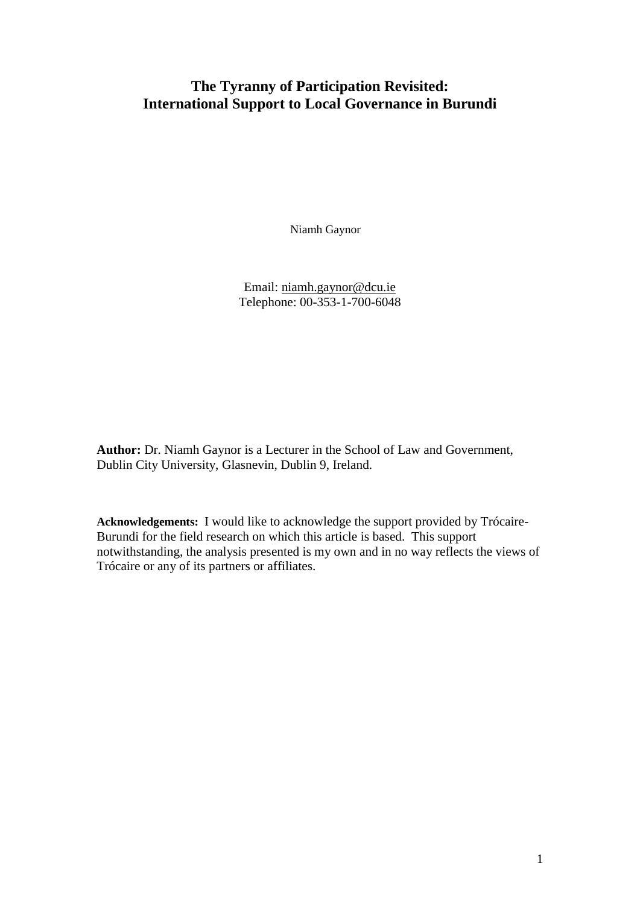# The Tyranny of Participation Revisited: International Support to Local Governance in Burundi

Niamh Gaynor

Email: niamh.gaynor@dcu.ie
Telephone: 00-353-1-700-6048

**Author:** Dr. Niamh Gaynor is a Lecturer in the School of Law and Government, Dublin City University, Glasnevin, Dublin 9, Ireland.

**Acknowledgements:** I would like to acknowledge the support provided by Trócaire-Burundi for the field research on which this article is based. This support notwithstanding, the analysis presented is my own and in no way reflects the views of Trócaire or any of its partners or affiliates.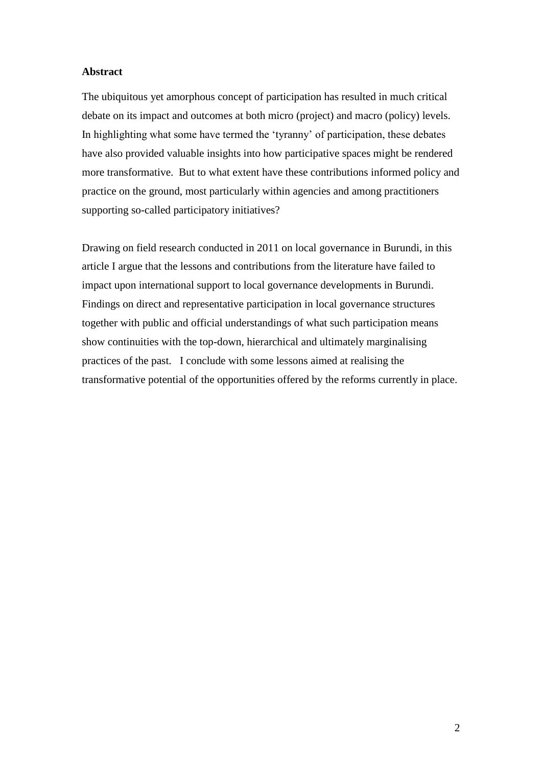## Abstract

The ubiquitous yet amorphous concept of participation has resulted in much critical debate on its impact and outcomes at both micro (project) and macro (policy) levels. In highlighting what some have termed the 'tyranny' of participation, these debates have also provided valuable insights into how participative spaces might be rendered more transformative. But to what extent have these contributions informed policy and practice on the ground, most particularly within agencies and among practitioners supporting so-called participatory initiatives?

Drawing on field research conducted in 2011 on local governance in Burundi, in this article I argue that the lessons and contributions from the literature have failed to impact upon international support to local governance developments in Burundi. Findings on direct and representative participation in local governance structures together with public and official understandings of what such participation means show continuities with the top-down, hierarchical and ultimately marginalising practices of the past. I conclude with some lessons aimed at realising the transformative potential of the opportunities offered by the reforms currently in place.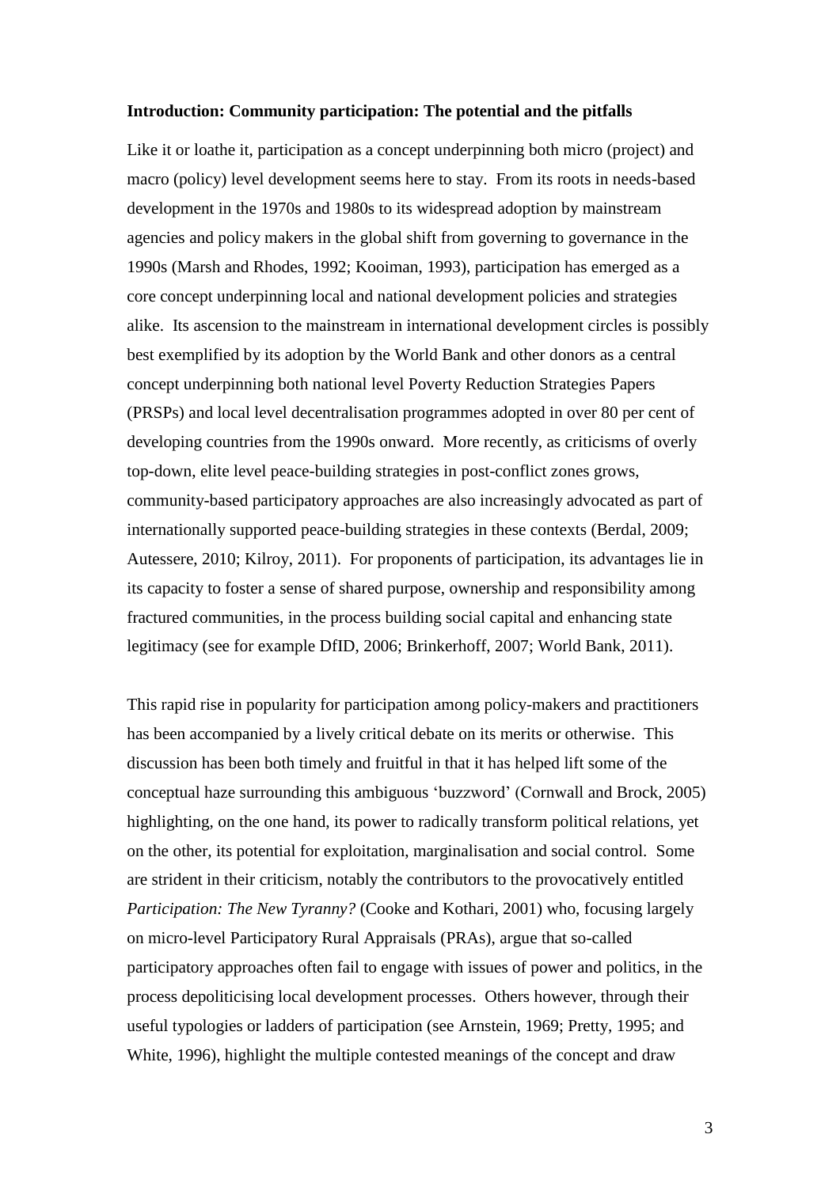**Introduction: Community participation: The potential and the pitfalls**

Like it or loathe it, participation as a concept underpinning both micro (project) and macro (policy) level development seems here to stay. From its roots in needs-based development in the 1970s and 1980s to its widespread adoption by mainstream agencies and policy makers in the global shift from governing to governance in the 1990s (Marsh and Rhodes, 1992; Kooiman, 1993), participation has emerged as a core concept underpinning local and national development policies and strategies alike. Its ascension to the mainstream in international development circles is possibly best exemplified by its adoption by the World Bank and other donors as a central concept underpinning both national level Poverty Reduction Strategies Papers (PRSPs) and local level decentralisation programmes adopted in over 80 per cent of developing countries from the 1990s onward. More recently, as criticisms of overly top-down, elite level peace-building strategies in post-conflict zones grows, community-based participatory approaches are also increasingly advocated as part of internationally supported peace-building strategies in these contexts (Berdal, 2009; Autessere, 2010; Kilroy, 2011). For proponents of participation, its advantages lie in its capacity to foster a sense of shared purpose, ownership and responsibility among fractured communities, in the process building social capital and enhancing state legitimacy (see for example DfID, 2006; Brinkerhoff, 2007; World Bank, 2011).

This rapid rise in popularity for participation among policy-makers and practitioners has been accompanied by a lively critical debate on its merits or otherwise. This discussion has been both timely and fruitful in that it has helped lift some of the conceptual haze surrounding this ambiguous 'buzzword' (Cornwall and Brock, 2005) highlighting, on the one hand, its power to radically transform political relations, yet on the other, its potential for exploitation, marginalisation and social control. Some are strident in their criticism, notably the contributors to the provocatively entitled *Participation: The New Tyranny?* (Cooke and Kothari, 2001) who, focusing largely on micro-level Participatory Rural Appraisals (PRAs), argue that so-called participatory approaches often fail to engage with issues of power and politics, in the process depoliticising local development processes. Others however, through their useful typologies or ladders of participation (see Arnstein, 1969; Pretty, 1995; and White, 1996), highlight the multiple contested meanings of the concept and draw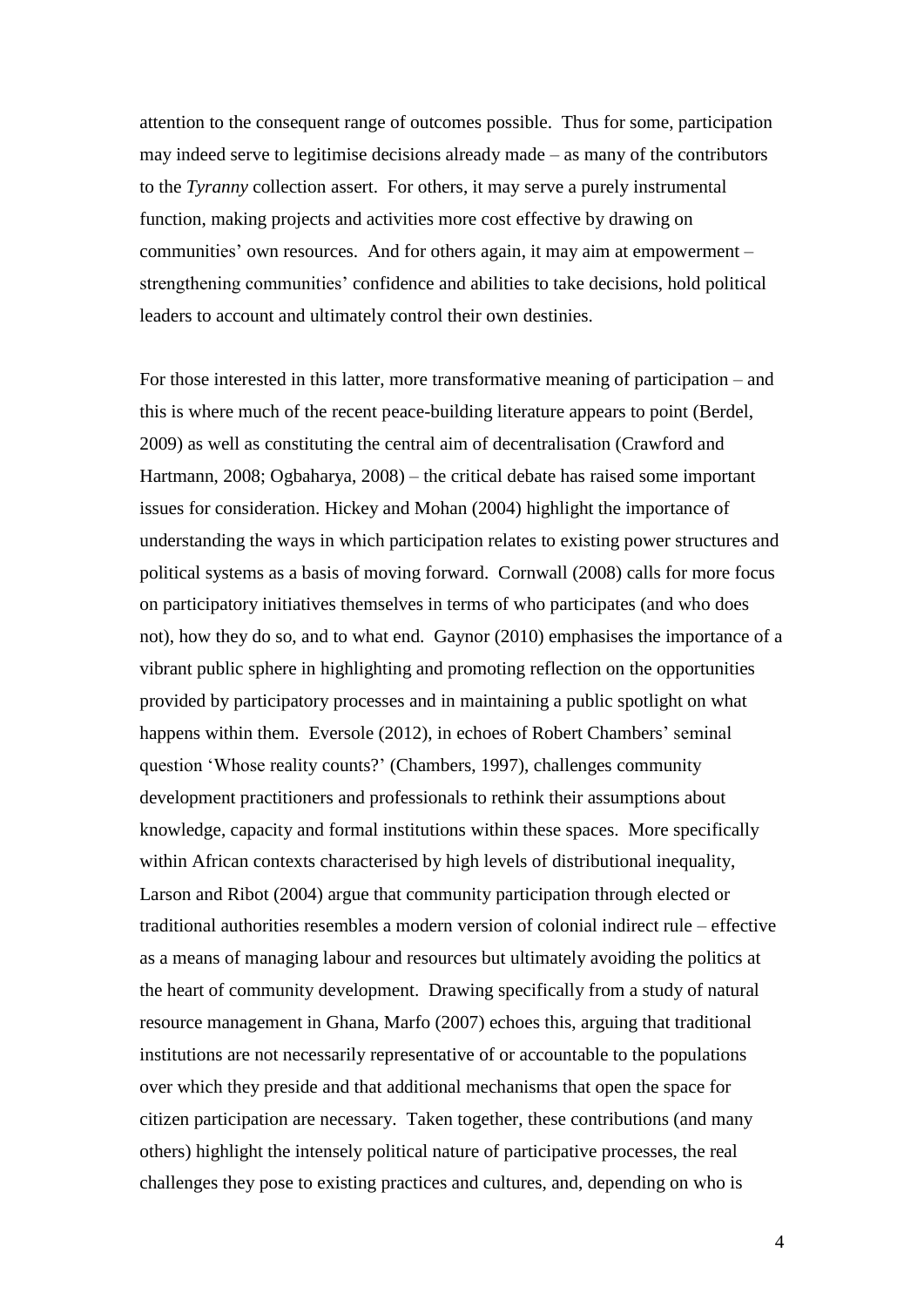attention to the consequent range of outcomes possible. Thus for some, participation may indeed serve to legitimise decisions already made – as many of the contributors to the *Tyranny* collection assert. For others, it may serve a purely instrumental function, making projects and activities more cost effective by drawing on communities' own resources. And for others again, it may aim at empowerment – strengthening communities' confidence and abilities to take decisions, hold political leaders to account and ultimately control their own destinies.

For those interested in this latter, more transformative meaning of participation – and this is where much of the recent peace-building literature appears to point (Berdel, 2009) as well as constituting the central aim of decentralisation (Crawford and Hartmann, 2008; Ogbaharya, 2008) – the critical debate has raised some important issues for consideration. Hickey and Mohan (2004) highlight the importance of understanding the ways in which participation relates to existing power structures and political systems as a basis of moving forward. Cornwall (2008) calls for more focus on participatory initiatives themselves in terms of who participates (and who does not), how they do so, and to what end. Gaynor (2010) emphasises the importance of a vibrant public sphere in highlighting and promoting reflection on the opportunities provided by participatory processes and in maintaining a public spotlight on what happens within them. Eversole (2012), in echoes of Robert Chambers' seminal question 'Whose reality counts?' (Chambers, 1997), challenges community development practitioners and professionals to rethink their assumptions about knowledge, capacity and formal institutions within these spaces. More specifically within African contexts characterised by high levels of distributional inequality, Larson and Ribot (2004) argue that community participation through elected or traditional authorities resembles a modern version of colonial indirect rule – effective as a means of managing labour and resources but ultimately avoiding the politics at the heart of community development. Drawing specifically from a study of natural resource management in Ghana, Marfo (2007) echoes this, arguing that traditional institutions are not necessarily representative of or accountable to the populations over which they preside and that additional mechanisms that open the space for citizen participation are necessary. Taken together, these contributions (and many others) highlight the intensely political nature of participative processes, the real challenges they pose to existing practices and cultures, and, depending on who is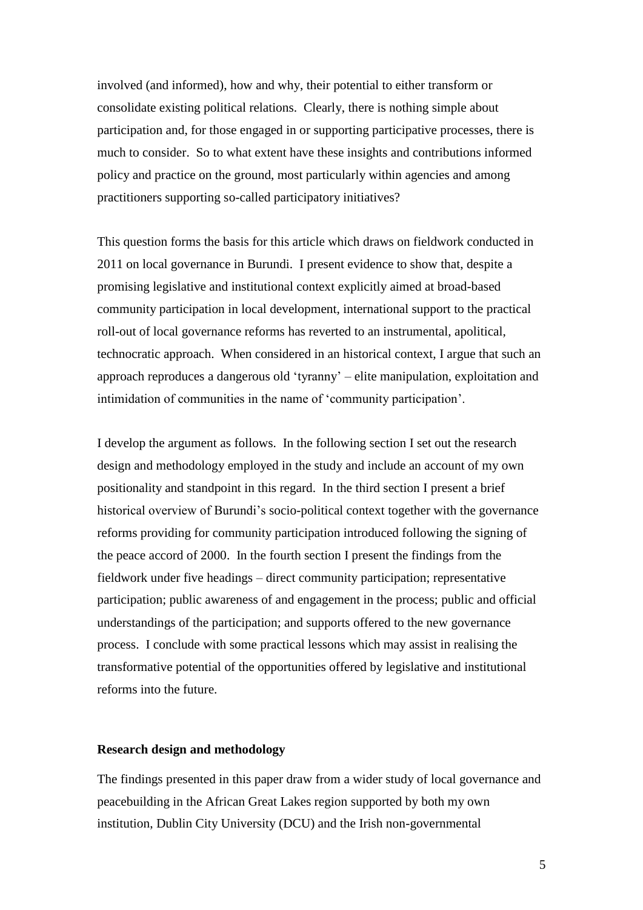involved (and informed), how and why, their potential to either transform or consolidate existing political relations. Clearly, there is nothing simple about participation and, for those engaged in or supporting participative processes, there is much to consider. So to what extent have these insights and contributions informed policy and practice on the ground, most particularly within agencies and among practitioners supporting so-called participatory initiatives?

This question forms the basis for this article which draws on fieldwork conducted in 2011 on local governance in Burundi. I present evidence to show that, despite a promising legislative and institutional context explicitly aimed at broad-based community participation in local development, international support to the practical roll-out of local governance reforms has reverted to an instrumental, apolitical, technocratic approach. When considered in an historical context, I argue that such an approach reproduces a dangerous old 'tyranny' – elite manipulation, exploitation and intimidation of communities in the name of 'community participation'.

I develop the argument as follows. In the following section I set out the research design and methodology employed in the study and include an account of my own positionality and standpoint in this regard. In the third section I present a brief historical overview of Burundi's socio-political context together with the governance reforms providing for community participation introduced following the signing of the peace accord of 2000. In the fourth section I present the findings from the fieldwork under five headings – direct community participation; representative participation; public awareness of and engagement in the process; public and official understandings of the participation; and supports offered to the new governance process. I conclude with some practical lessons which may assist in realising the transformative potential of the opportunities offered by legislative and institutional reforms into the future.

## Research design and methodology

The findings presented in this paper draw from a wider study of local governance and peacebuilding in the African Great Lakes region supported by both my own institution, Dublin City University (DCU) and the Irish non-governmental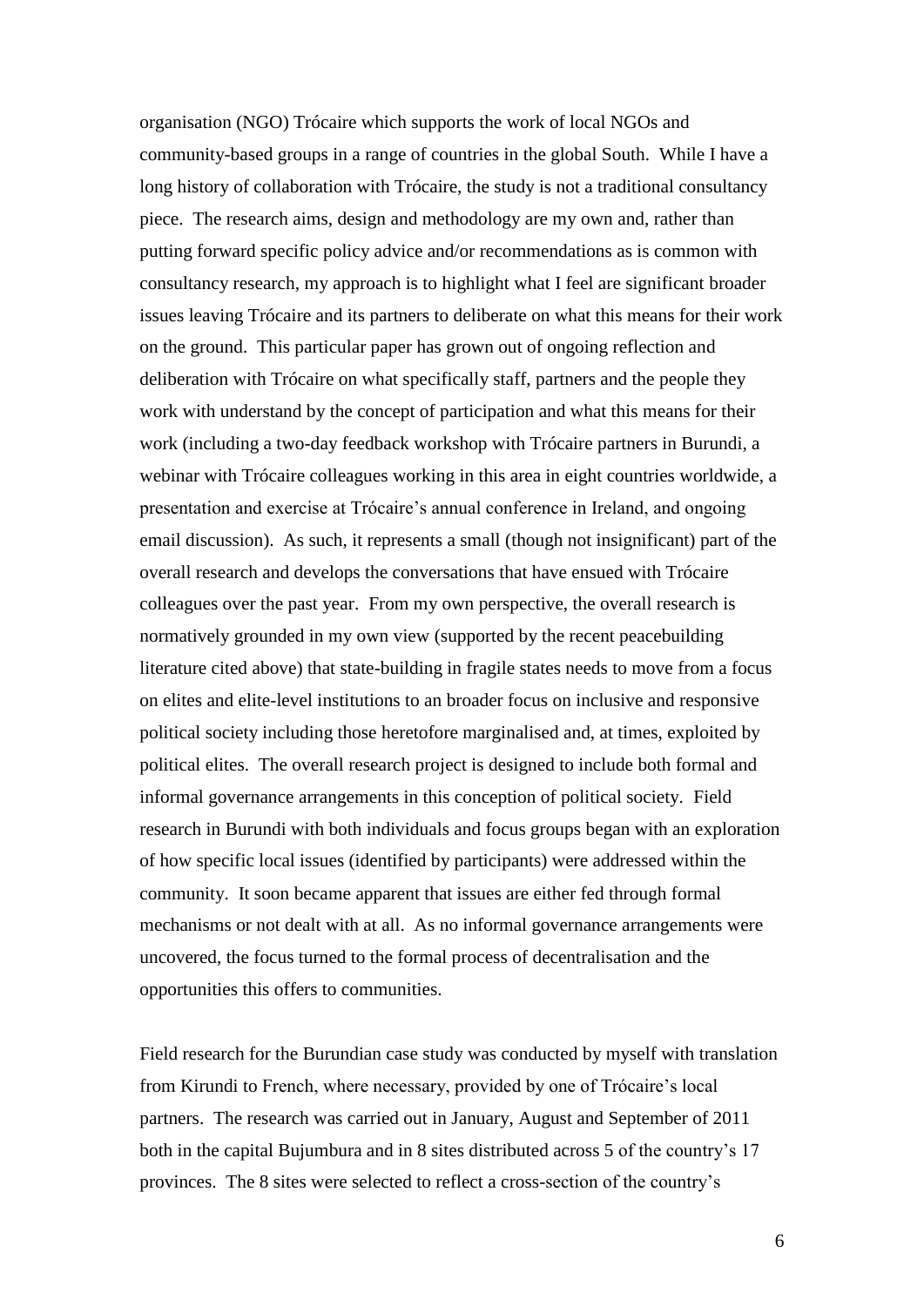organisation (NGO) Trócaire which supports the work of local NGOs and community-based groups in a range of countries in the global South. While I have a long history of collaboration with Trócaire, the study is not a traditional consultancy piece. The research aims, design and methodology are my own and, rather than putting forward specific policy advice and/or recommendations as is common with consultancy research, my approach is to highlight what I feel are significant broader issues leaving Trócaire and its partners to deliberate on what this means for their work on the ground. This particular paper has grown out of ongoing reflection and deliberation with Trócaire on what specifically staff, partners and the people they work with understand by the concept of participation and what this means for their work (including a two-day feedback workshop with Trócaire partners in Burundi, a webinar with Trócaire colleagues working in this area in eight countries worldwide, a presentation and exercise at Trócaire's annual conference in Ireland, and ongoing email discussion). As such, it represents a small (though not insignificant) part of the overall research and develops the conversations that have ensued with Trócaire colleagues over the past year. From my own perspective, the overall research is normatively grounded in my own view (supported by the recent peacebuilding literature cited above) that state-building in fragile states needs to move from a focus on elites and elite-level institutions to an broader focus on inclusive and responsive political society including those heretofore marginalised and, at times, exploited by political elites. The overall research project is designed to include both formal and informal governance arrangements in this conception of political society. Field research in Burundi with both individuals and focus groups began with an exploration of how specific local issues (identified by participants) were addressed within the community. It soon became apparent that issues are either fed through formal mechanisms or not dealt with at all. As no informal governance arrangements were uncovered, the focus turned to the formal process of decentralisation and the opportunities this offers to communities.

Field research for the Burundian case study was conducted by myself with translation from Kirundi to French, where necessary, provided by one of Trócaire's local partners. The research was carried out in January, August and September of 2011 both in the capital Bujumbura and in 8 sites distributed across 5 of the country's 17 provinces. The 8 sites were selected to reflect a cross-section of the country's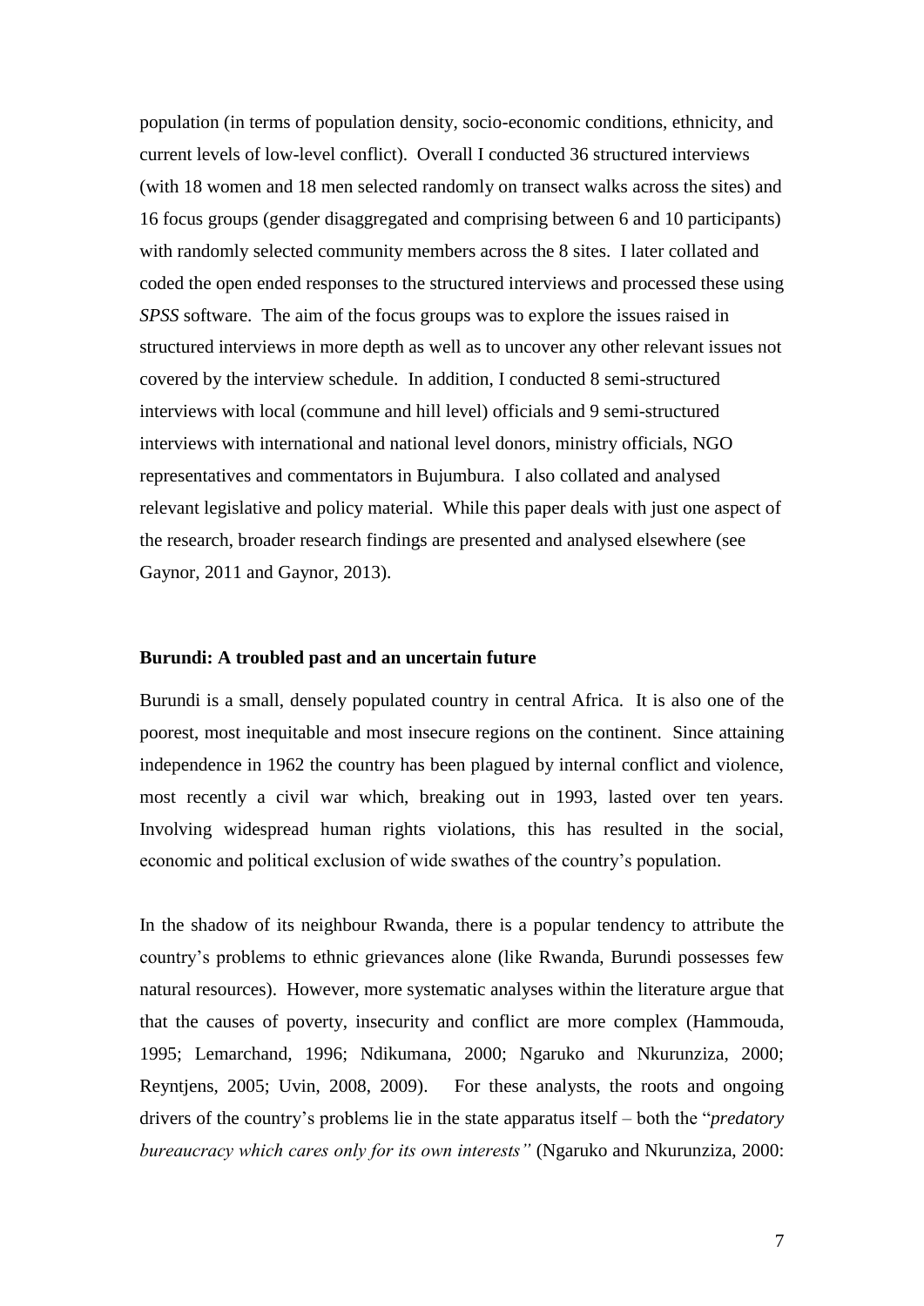population (in terms of population density, socio-economic conditions, ethnicity, and current levels of low-level conflict). Overall I conducted 36 structured interviews (with 18 women and 18 men selected randomly on transect walks across the sites) and 16 focus groups (gender disaggregated and comprising between 6 and 10 participants) with randomly selected community members across the 8 sites. I later collated and coded the open ended responses to the structured interviews and processed these using *SPSS* software. The aim of the focus groups was to explore the issues raised in structured interviews in more depth as well as to uncover any other relevant issues not covered by the interview schedule. In addition, I conducted 8 semi-structured interviews with local (commune and hill level) officials and 9 semi-structured interviews with international and national level donors, ministry officials, NGO representatives and commentators in Bujumbura. I also collated and analysed relevant legislative and policy material. While this paper deals with just one aspect of the research, broader research findings are presented and analysed elsewhere (see Gaynor, 2011 and Gaynor, 2013).

**Burundi: A troubled past and an uncertain future**

Burundi is a small, densely populated country in central Africa. It is also one of the poorest, most inequitable and most insecure regions on the continent. Since attaining independence in 1962 the country has been plagued by internal conflict and violence, most recently a civil war which, breaking out in 1993, lasted over ten years. Involving widespread human rights violations, this has resulted in the social, economic and political exclusion of wide swathes of the country's population.

In the shadow of its neighbour Rwanda, there is a popular tendency to attribute the country's problems to ethnic grievances alone (like Rwanda, Burundi possesses few natural resources). However, more systematic analyses within the literature argue that that the causes of poverty, insecurity and conflict are more complex (Hammouda, 1995; Lemarchand, 1996; Ndikumana, 2000; Ngaruko and Nkurunziza, 2000; Reyntjens, 2005; Uvin, 2008, 2009). For these analysts, the roots and ongoing drivers of the country's problems lie in the state apparatus itself – both the "*predatory bureaucracy which cares only for its own interests"* (Ngaruko and Nkurunziza, 2000: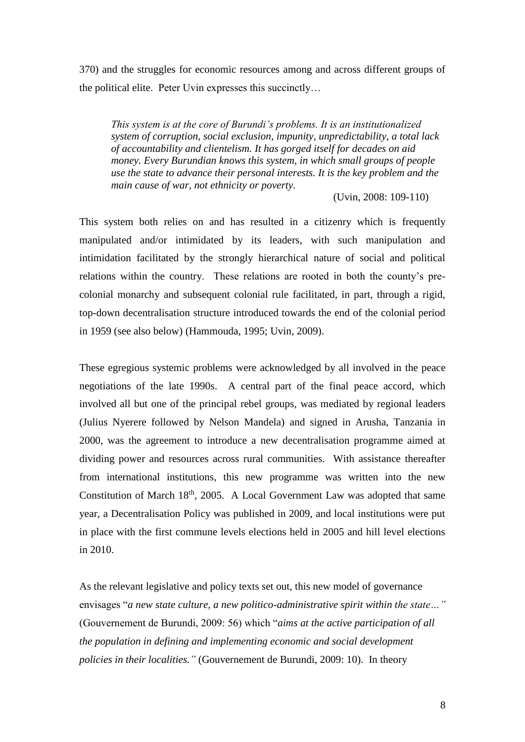370) and the struggles for economic resources among and across different groups of the political elite. Peter Uvin expresses this succinctly…

> *This system is at the core of Burundi's problems. It is an institutionalized system of corruption, social exclusion, impunity, unpredictability, a total lack of accountability and clientelism. It has gorged itself for decades on aid money. Every Burundian knows this system, in which small groups of people use the state to advance their personal interests. It is the key problem and the main cause of war, not ethnicity or poverty.*
>
> (Uvin, 2008: 109-110)

This system both relies on and has resulted in a citizenry which is frequently manipulated and/or intimidated by its leaders, with such manipulation and intimidation facilitated by the strongly hierarchical nature of social and political relations within the country. These relations are rooted in both the county's pre-colonial monarchy and subsequent colonial rule facilitated, in part, through a rigid, top-down decentralisation structure introduced towards the end of the colonial period in 1959 (see also below) (Hammouda, 1995; Uvin, 2009).

These egregious systemic problems were acknowledged by all involved in the peace negotiations of the late 1990s. A central part of the final peace accord, which involved all but one of the principal rebel groups, was mediated by regional leaders (Julius Nyerere followed by Nelson Mandela) and signed in Arusha, Tanzania in 2000, was the agreement to introduce a new decentralisation programme aimed at dividing power and resources across rural communities. With assistance thereafter from international institutions, this new programme was written into the new Constitution of March 18th, 2005. A Local Government Law was adopted that same year, a Decentralisation Policy was published in 2009, and local institutions were put in place with the first commune levels elections held in 2005 and hill level elections in 2010.

As the relevant legislative and policy texts set out, this new model of governance envisages "*a new state culture, a new politico-administrative spirit within the state…"* (Gouvernement de Burundi, 2009: 56) which "*aims at the active participation of all the population in defining and implementing economic and social development policies in their localities."* (Gouvernement de Burundi, 2009: 10). In theory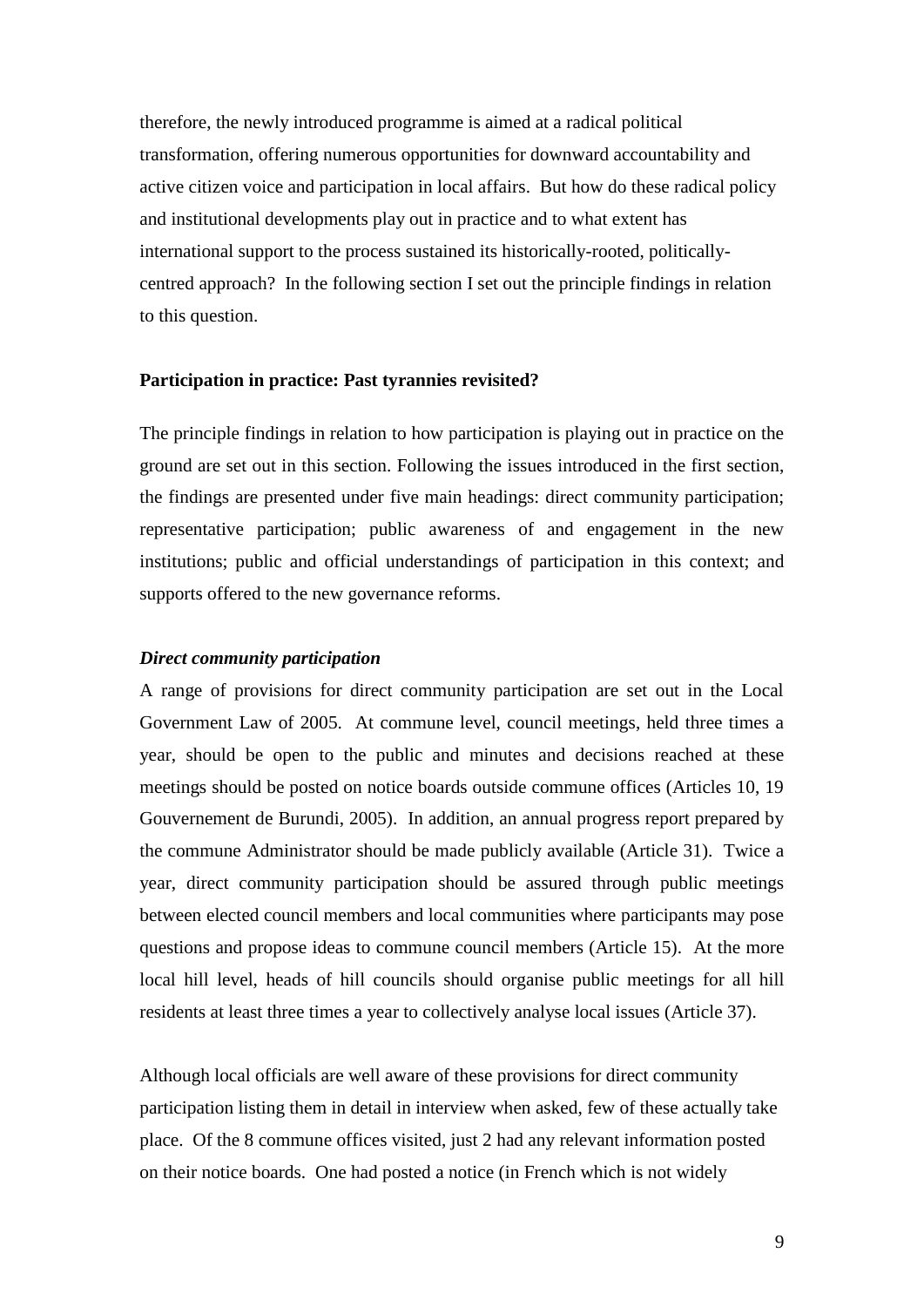therefore, the newly introduced programme is aimed at a radical political transformation, offering numerous opportunities for downward accountability and active citizen voice and participation in local affairs. But how do these radical policy and institutional developments play out in practice and to what extent has international support to the process sustained its historically-rooted, politically-centred approach? In the following section I set out the principle findings in relation to this question.

## Participation in practice: Past tyrannies revisited?

The principle findings in relation to how participation is playing out in practice on the ground are set out in this section. Following the issues introduced in the first section, the findings are presented under five main headings: direct community participation; representative participation; public awareness of and engagement in the new institutions; public and official understandings of participation in this context; and supports offered to the new governance reforms.

### *Direct community participation*

A range of provisions for direct community participation are set out in the Local Government Law of 2005. At commune level, council meetings, held three times a year, should be open to the public and minutes and decisions reached at these meetings should be posted on notice boards outside commune offices (Articles 10, 19 Gouvernement de Burundi, 2005). In addition, an annual progress report prepared by the commune Administrator should be made publicly available (Article 31). Twice a year, direct community participation should be assured through public meetings between elected council members and local communities where participants may pose questions and propose ideas to commune council members (Article 15). At the more local hill level, heads of hill councils should organise public meetings for all hill residents at least three times a year to collectively analyse local issues (Article 37).

Although local officials are well aware of these provisions for direct community participation listing them in detail in interview when asked, few of these actually take place. Of the 8 commune offices visited, just 2 had any relevant information posted on their notice boards. One had posted a notice (in French which is not widely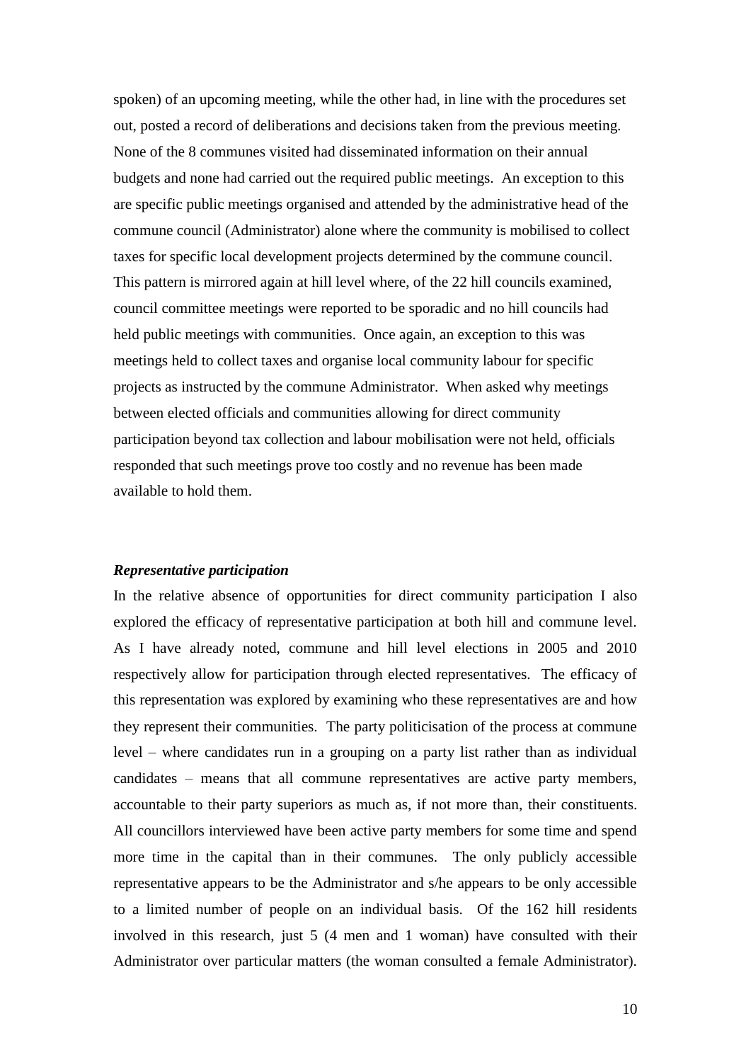spoken) of an upcoming meeting, while the other had, in line with the procedures set out, posted a record of deliberations and decisions taken from the previous meeting. None of the 8 communes visited had disseminated information on their annual budgets and none had carried out the required public meetings. An exception to this are specific public meetings organised and attended by the administrative head of the commune council (Administrator) alone where the community is mobilised to collect taxes for specific local development projects determined by the commune council. This pattern is mirrored again at hill level where, of the 22 hill councils examined, council committee meetings were reported to be sporadic and no hill councils had held public meetings with communities. Once again, an exception to this was meetings held to collect taxes and organise local community labour for specific projects as instructed by the commune Administrator. When asked why meetings between elected officials and communities allowing for direct community participation beyond tax collection and labour mobilisation were not held, officials responded that such meetings prove too costly and no revenue has been made available to hold them.

***Representative participation***

In the relative absence of opportunities for direct community participation I also explored the efficacy of representative participation at both hill and commune level. As I have already noted, commune and hill level elections in 2005 and 2010 respectively allow for participation through elected representatives. The efficacy of this representation was explored by examining who these representatives are and how they represent their communities. The party politicisation of the process at commune level – where candidates run in a grouping on a party list rather than as individual candidates – means that all commune representatives are active party members, accountable to their party superiors as much as, if not more than, their constituents. All councillors interviewed have been active party members for some time and spend more time in the capital than in their communes. The only publicly accessible representative appears to be the Administrator and s/he appears to be only accessible to a limited number of people on an individual basis. Of the 162 hill residents involved in this research, just 5 (4 men and 1 woman) have consulted with their Administrator over particular matters (the woman consulted a female Administrator).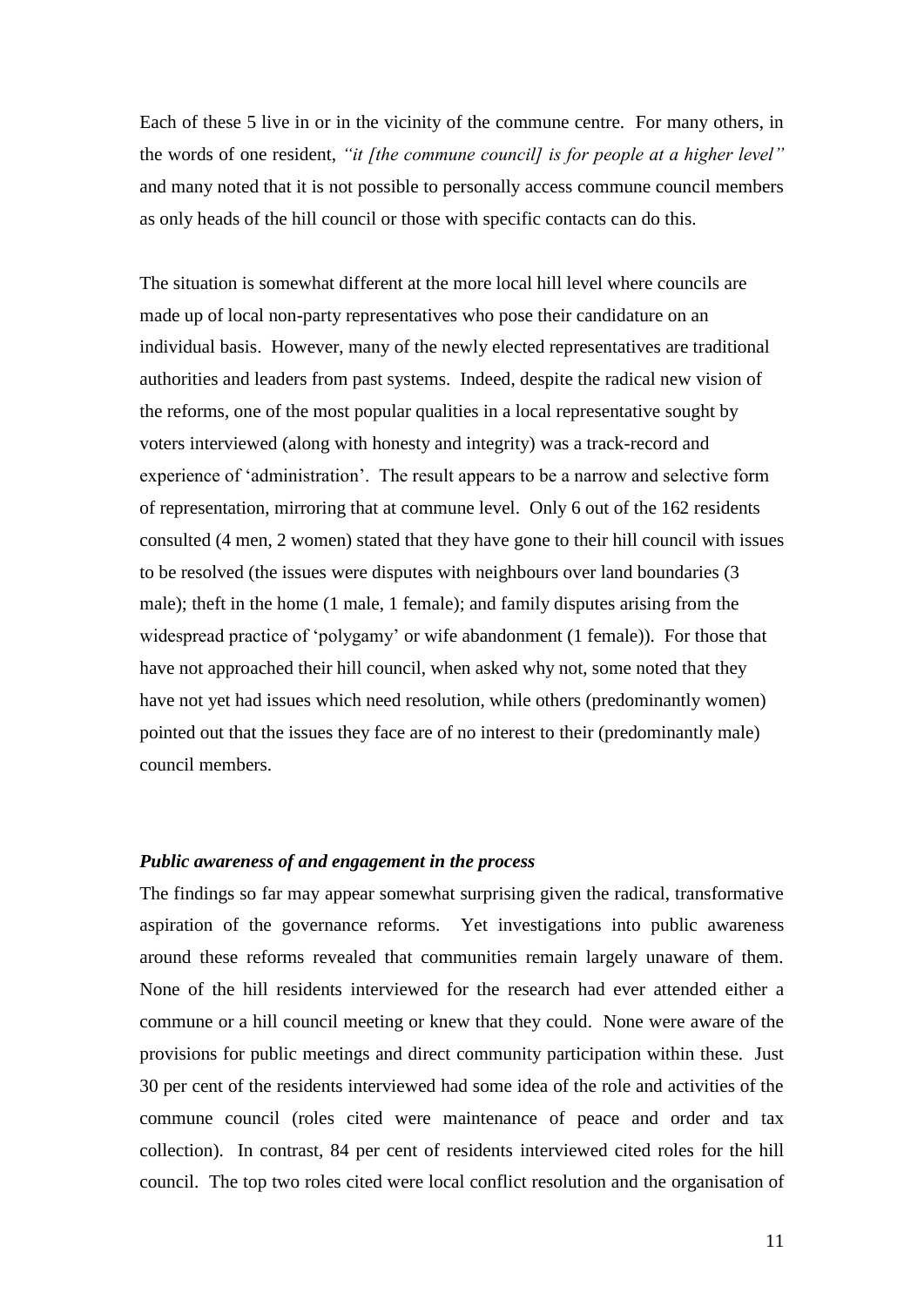Each of these 5 live in or in the vicinity of the commune centre. For many others, in the words of one resident, *"it [the commune council] is for people at a higher level"* and many noted that it is not possible to personally access commune council members as only heads of the hill council or those with specific contacts can do this.

The situation is somewhat different at the more local hill level where councils are made up of local non-party representatives who pose their candidature on an individual basis. However, many of the newly elected representatives are traditional authorities and leaders from past systems. Indeed, despite the radical new vision of the reforms, one of the most popular qualities in a local representative sought by voters interviewed (along with honesty and integrity) was a track-record and experience of 'administration'. The result appears to be a narrow and selective form of representation, mirroring that at commune level. Only 6 out of the 162 residents consulted (4 men, 2 women) stated that they have gone to their hill council with issues to be resolved (the issues were disputes with neighbours over land boundaries (3 male); theft in the home (1 male, 1 female); and family disputes arising from the widespread practice of 'polygamy' or wife abandonment (1 female)). For those that have not approached their hill council, when asked why not, some noted that they have not yet had issues which need resolution, while others (predominantly women) pointed out that the issues they face are of no interest to their (predominantly male) council members.

### *Public awareness of and engagement in the process*

The findings so far may appear somewhat surprising given the radical, transformative aspiration of the governance reforms. Yet investigations into public awareness around these reforms revealed that communities remain largely unaware of them. None of the hill residents interviewed for the research had ever attended either a commune or a hill council meeting or knew that they could. None were aware of the provisions for public meetings and direct community participation within these. Just 30 per cent of the residents interviewed had some idea of the role and activities of the commune council (roles cited were maintenance of peace and order and tax collection). In contrast, 84 per cent of residents interviewed cited roles for the hill council. The top two roles cited were local conflict resolution and the organisation of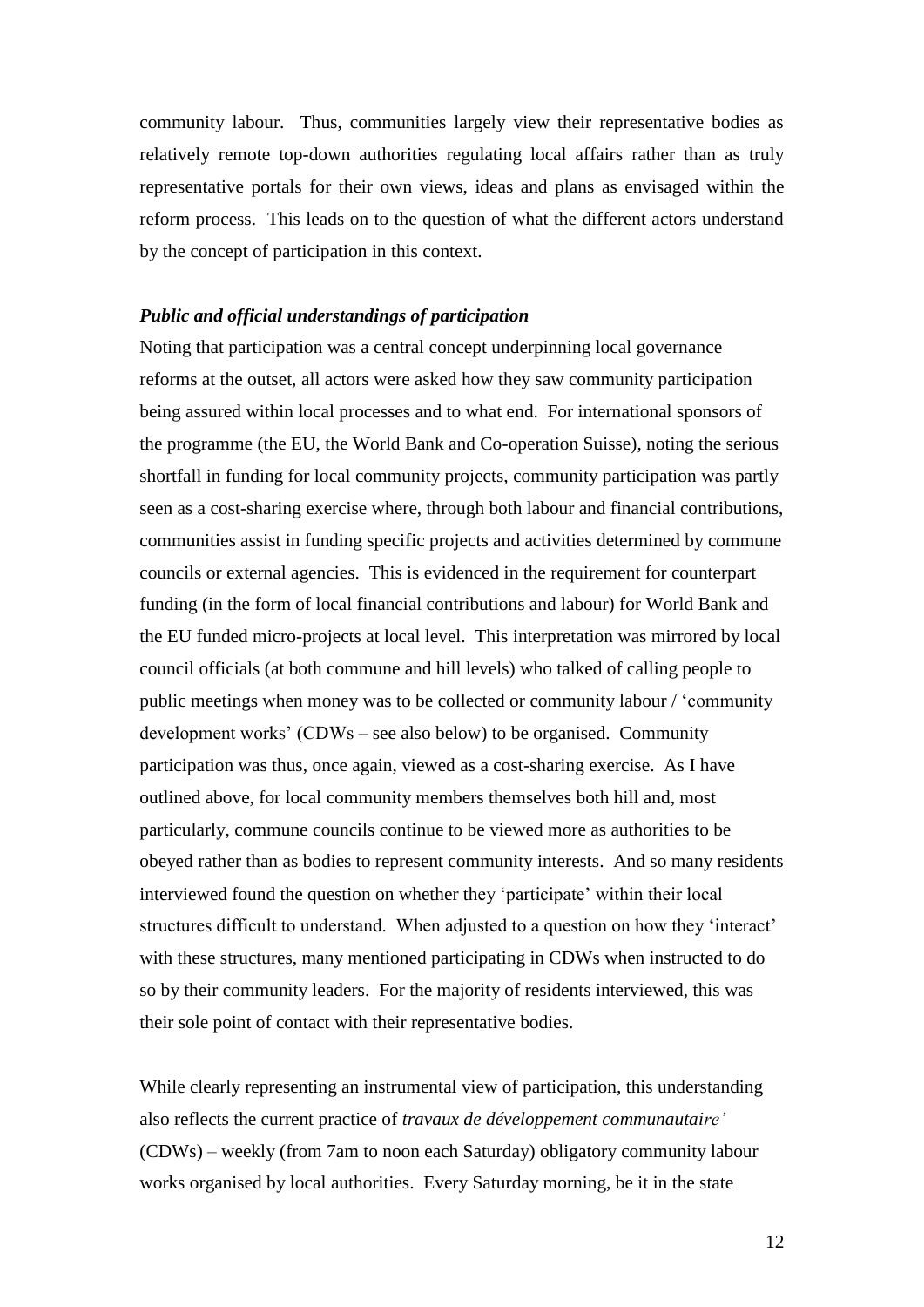community labour. Thus, communities largely view their representative bodies as relatively remote top-down authorities regulating local affairs rather than as truly representative portals for their own views, ideas and plans as envisaged within the reform process. This leads on to the question of what the different actors understand by the concept of participation in this context.

### *Public and official understandings of participation*

Noting that participation was a central concept underpinning local governance reforms at the outset, all actors were asked how they saw community participation being assured within local processes and to what end. For international sponsors of the programme (the EU, the World Bank and Co-operation Suisse), noting the serious shortfall in funding for local community projects, community participation was partly seen as a cost-sharing exercise where, through both labour and financial contributions, communities assist in funding specific projects and activities determined by commune councils or external agencies. This is evidenced in the requirement for counterpart funding (in the form of local financial contributions and labour) for World Bank and the EU funded micro-projects at local level. This interpretation was mirrored by local council officials (at both commune and hill levels) who talked of calling people to public meetings when money was to be collected or community labour / 'community development works' (CDWs – see also below) to be organised. Community participation was thus, once again, viewed as a cost-sharing exercise. As I have outlined above, for local community members themselves both hill and, most particularly, commune councils continue to be viewed more as authorities to be obeyed rather than as bodies to represent community interests. And so many residents interviewed found the question on whether they 'participate' within their local structures difficult to understand. When adjusted to a question on how they 'interact' with these structures, many mentioned participating in CDWs when instructed to do so by their community leaders. For the majority of residents interviewed, this was their sole point of contact with their representative bodies.

While clearly representing an instrumental view of participation, this understanding also reflects the current practice of *travaux de développement communautaire'* (CDWs) – weekly (from 7am to noon each Saturday) obligatory community labour works organised by local authorities. Every Saturday morning, be it in the state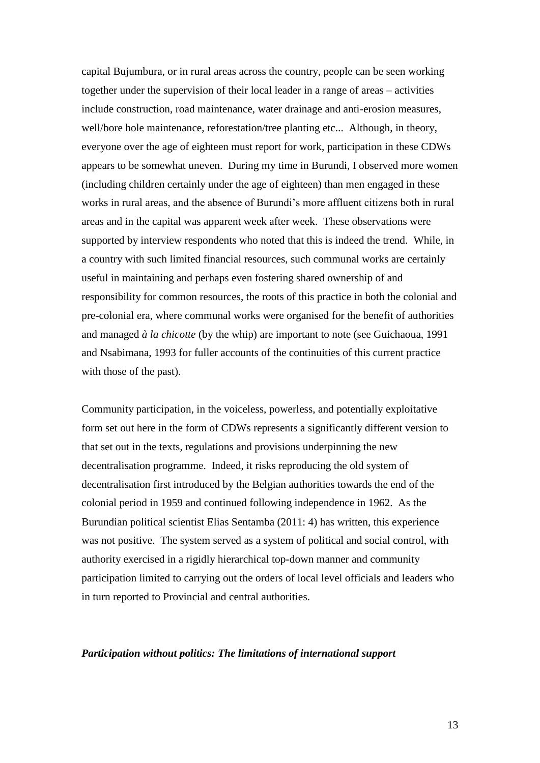capital Bujumbura, or in rural areas across the country, people can be seen working together under the supervision of their local leader in a range of areas – activities include construction, road maintenance, water drainage and anti-erosion measures, well/bore hole maintenance, reforestation/tree planting etc... Although, in theory, everyone over the age of eighteen must report for work, participation in these CDWs appears to be somewhat uneven. During my time in Burundi, I observed more women (including children certainly under the age of eighteen) than men engaged in these works in rural areas, and the absence of Burundi's more affluent citizens both in rural areas and in the capital was apparent week after week. These observations were supported by interview respondents who noted that this is indeed the trend. While, in a country with such limited financial resources, such communal works are certainly useful in maintaining and perhaps even fostering shared ownership of and responsibility for common resources, the roots of this practice in both the colonial and pre-colonial era, where communal works were organised for the benefit of authorities and managed *à la chicotte* (by the whip) are important to note (see Guichaoua, 1991 and Nsabimana, 1993 for fuller accounts of the continuities of this current practice with those of the past).

Community participation, in the voiceless, powerless, and potentially exploitative form set out here in the form of CDWs represents a significantly different version to that set out in the texts, regulations and provisions underpinning the new decentralisation programme. Indeed, it risks reproducing the old system of decentralisation first introduced by the Belgian authorities towards the end of the colonial period in 1959 and continued following independence in 1962. As the Burundian political scientist Elias Sentamba (2011: 4) has written, this experience was not positive. The system served as a system of political and social control, with authority exercised in a rigidly hierarchical top-down manner and community participation limited to carrying out the orders of local level officials and leaders who in turn reported to Provincial and central authorities.

### *Participation without politics: The limitations of international support*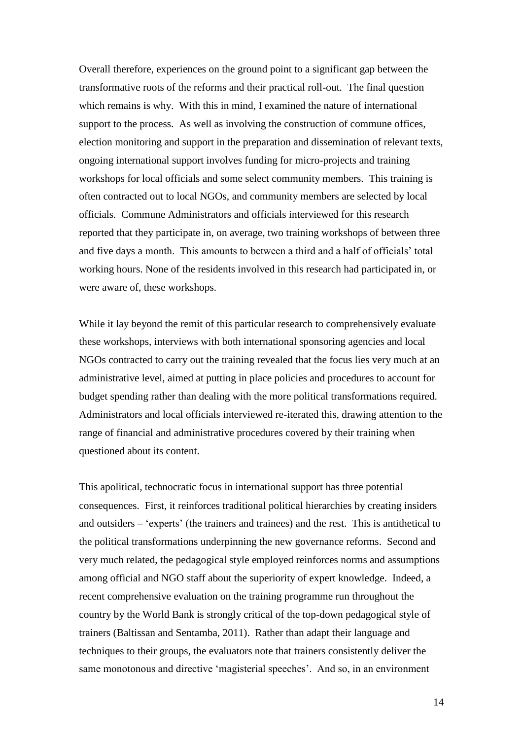Overall therefore, experiences on the ground point to a significant gap between the transformative roots of the reforms and their practical roll-out. The final question which remains is why. With this in mind, I examined the nature of international support to the process. As well as involving the construction of commune offices, election monitoring and support in the preparation and dissemination of relevant texts, ongoing international support involves funding for micro-projects and training workshops for local officials and some select community members. This training is often contracted out to local NGOs, and community members are selected by local officials. Commune Administrators and officials interviewed for this research reported that they participate in, on average, two training workshops of between three and five days a month. This amounts to between a third and a half of officials' total working hours. None of the residents involved in this research had participated in, or were aware of, these workshops.

While it lay beyond the remit of this particular research to comprehensively evaluate these workshops, interviews with both international sponsoring agencies and local NGOs contracted to carry out the training revealed that the focus lies very much at an administrative level, aimed at putting in place policies and procedures to account for budget spending rather than dealing with the more political transformations required. Administrators and local officials interviewed re-iterated this, drawing attention to the range of financial and administrative procedures covered by their training when questioned about its content.

This apolitical, technocratic focus in international support has three potential consequences. First, it reinforces traditional political hierarchies by creating insiders and outsiders – 'experts' (the trainers and trainees) and the rest. This is antithetical to the political transformations underpinning the new governance reforms. Second and very much related, the pedagogical style employed reinforces norms and assumptions among official and NGO staff about the superiority of expert knowledge. Indeed, a recent comprehensive evaluation on the training programme run throughout the country by the World Bank is strongly critical of the top-down pedagogical style of trainers (Baltissan and Sentamba, 2011). Rather than adapt their language and techniques to their groups, the evaluators note that trainers consistently deliver the same monotonous and directive 'magisterial speeches'. And so, in an environment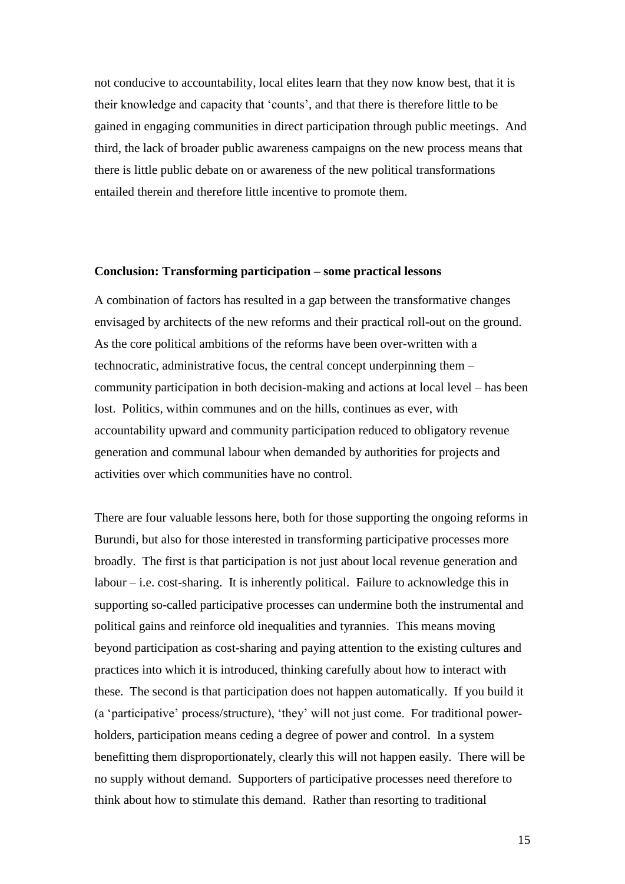not conducive to accountability, local elites learn that they now know best, that it is their knowledge and capacity that 'counts', and that there is therefore little to be gained in engaging communities in direct participation through public meetings. And third, the lack of broader public awareness campaigns on the new process means that there is little public debate on or awareness of the new political transformations entailed therein and therefore little incentive to promote them.

## Conclusion: Transforming participation – some practical lessons

A combination of factors has resulted in a gap between the transformative changes envisaged by architects of the new reforms and their practical roll-out on the ground. As the core political ambitions of the reforms have been over-written with a technocratic, administrative focus, the central concept underpinning them – community participation in both decision-making and actions at local level – has been lost. Politics, within communes and on the hills, continues as ever, with accountability upward and community participation reduced to obligatory revenue generation and communal labour when demanded by authorities for projects and activities over which communities have no control.

There are four valuable lessons here, both for those supporting the ongoing reforms in Burundi, but also for those interested in transforming participative processes more broadly. The first is that participation is not just about local revenue generation and labour – i.e. cost-sharing. It is inherently political. Failure to acknowledge this in supporting so-called participative processes can undermine both the instrumental and political gains and reinforce old inequalities and tyrannies. This means moving beyond participation as cost-sharing and paying attention to the existing cultures and practices into which it is introduced, thinking carefully about how to interact with these. The second is that participation does not happen automatically. If you build it (a 'participative' process/structure), 'they' will not just come. For traditional power-holders, participation means ceding a degree of power and control. In a system benefitting them disproportionately, clearly this will not happen easily. There will be no supply without demand. Supporters of participative processes need therefore to think about how to stimulate this demand. Rather than resorting to traditional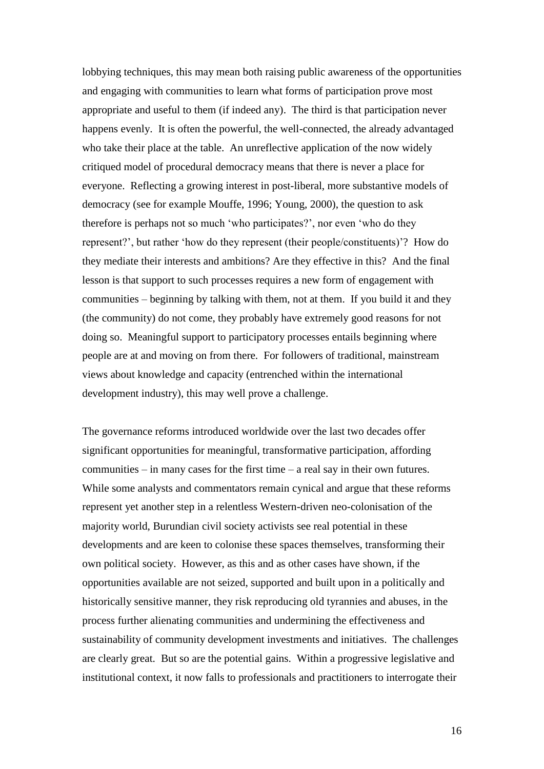lobbying techniques, this may mean both raising public awareness of the opportunities and engaging with communities to learn what forms of participation prove most appropriate and useful to them (if indeed any). The third is that participation never happens evenly. It is often the powerful, the well-connected, the already advantaged who take their place at the table. An unreflective application of the now widely critiqued model of procedural democracy means that there is never a place for everyone. Reflecting a growing interest in post-liberal, more substantive models of democracy (see for example Mouffe, 1996; Young, 2000), the question to ask therefore is perhaps not so much 'who participates?', nor even 'who do they represent?', but rather 'how do they represent (their people/constituents)'? How do they mediate their interests and ambitions? Are they effective in this? And the final lesson is that support to such processes requires a new form of engagement with communities – beginning by talking with them, not at them. If you build it and they (the community) do not come, they probably have extremely good reasons for not doing so. Meaningful support to participatory processes entails beginning where people are at and moving on from there. For followers of traditional, mainstream views about knowledge and capacity (entrenched within the international development industry), this may well prove a challenge.

The governance reforms introduced worldwide over the last two decades offer significant opportunities for meaningful, transformative participation, affording communities – in many cases for the first time – a real say in their own futures. While some analysts and commentators remain cynical and argue that these reforms represent yet another step in a relentless Western-driven neo-colonisation of the majority world, Burundian civil society activists see real potential in these developments and are keen to colonise these spaces themselves, transforming their own political society. However, as this and as other cases have shown, if the opportunities available are not seized, supported and built upon in a politically and historically sensitive manner, they risk reproducing old tyrannies and abuses, in the process further alienating communities and undermining the effectiveness and sustainability of community development investments and initiatives. The challenges are clearly great. But so are the potential gains. Within a progressive legislative and institutional context, it now falls to professionals and practitioners to interrogate their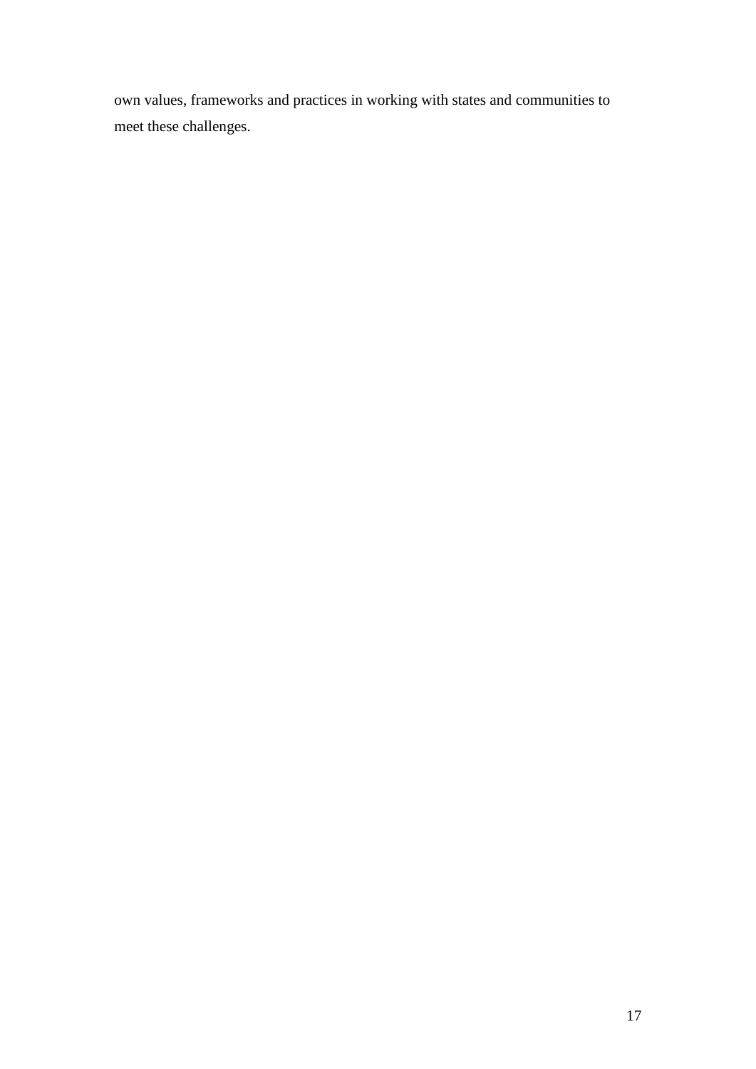own values, frameworks and practices in working with states and communities to meet these challenges.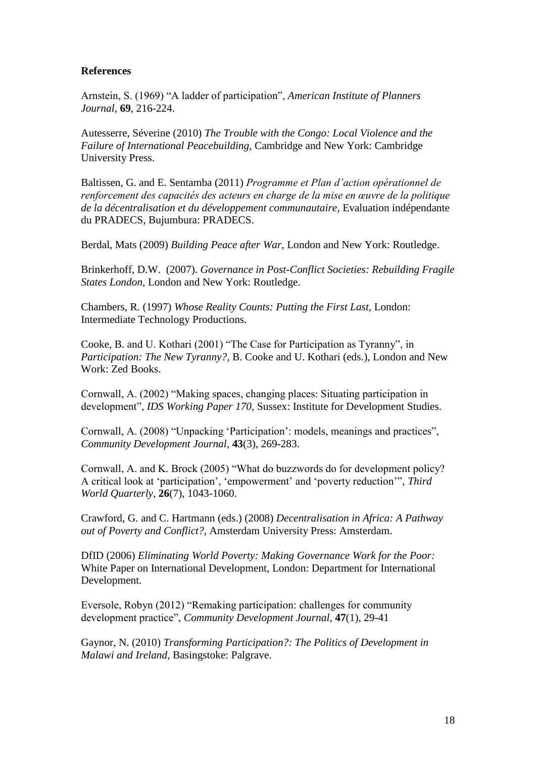**References**

Arnstein, S. (1969) “A ladder of participation”, *American Institute of Planners Journal*, **69**, 216-224.

Autesserre, Séverine (2010) *The Trouble with the Congo: Local Violence and the Failure of International Peacebuilding,* Cambridge and New York: Cambridge University Press.

Baltissen, G. and E. Sentamba (2011) *Programme et Plan d’action opérationnel de renforcement des capacités des acteurs en charge de la mise en œuvre de la politique de la décentralisation et du développement communautaire*, Evaluation indépendante du PRADECS, Bujumbura: PRADECS.

Berdal, Mats (2009) *Building Peace after War,* London and New York: Routledge.

Brinkerhoff, D.W. (2007). *Governance in Post-Conflict Societies: Rebuilding Fragile States London,* London and New York: Routledge.

Chambers, R. (1997) *Whose Reality Counts: Putting the First Last,* London: Intermediate Technology Productions.

Cooke, B. and U. Kothari (2001) “The Case for Participation as Tyranny”, in *Participation: The New Tyranny?,* B. Cooke and U. Kothari (eds.), London and New Work: Zed Books.

Cornwall, A. (2002) “Making spaces, changing places: Situating participation in development”, *IDS Working Paper 170,* Sussex: Institute for Development Studies.

Cornwall, A. (2008) “Unpacking ‘Participation’: models, meanings and practices”, *Community Development Journal,* **43**(3), 269-283.

Cornwall, A. and K. Brock (2005) “What do buzzwords do for development policy? A critical look at ‘participation’, ‘empowerment’ and ‘poverty reduction’”, *Third World Quarterly,* **26**(7), 1043-1060.

Crawford, G. and C. Hartmann (eds.) (2008) *Decentralisation in Africa: A Pathway out of Poverty and Conflict?,* Amsterdam University Press: Amsterdam.

DfID (2006) *Eliminating World Poverty: Making Governance Work for the Poor:* White Paper on International Development, London: Department for International Development.

Eversole, Robyn (2012) “Remaking participation: challenges for community development practice”, *Community Development Journal,* **47**(1), 29-41

Gaynor, N. (2010) *Transforming Participation?: The Politics of Development in Malawi and Ireland,* Basingstoke: Palgrave.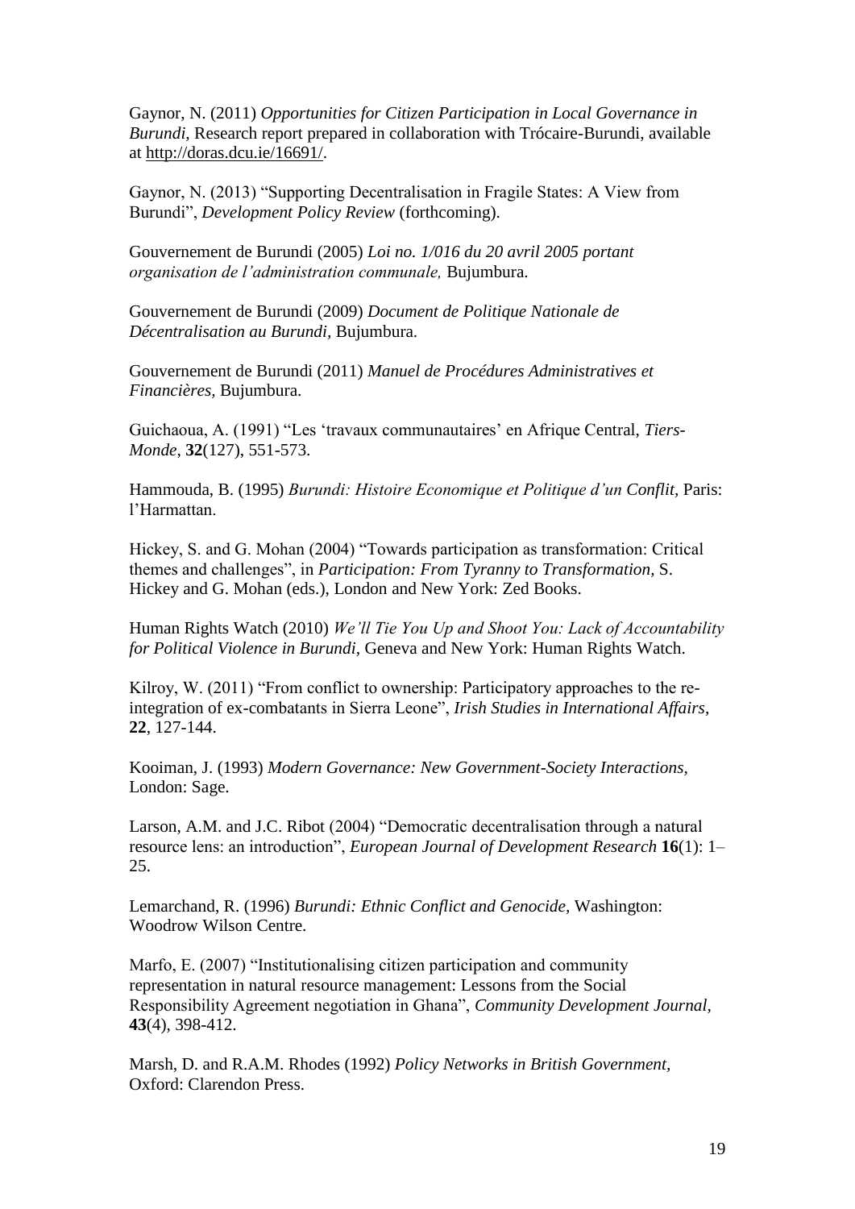Gaynor, N. (2011) *Opportunities for Citizen Participation in Local Governance in Burundi*, Research report prepared in collaboration with Trócaire-Burundi, available at http://doras.dcu.ie/16691/.

Gaynor, N. (2013) "Supporting Decentralisation in Fragile States: A View from Burundi", *Development Policy Review* (forthcoming).

Gouvernement de Burundi (2005) *Loi no. 1/016 du 20 avril 2005 portant organisation de l'administration communale,* Bujumbura.

Gouvernement de Burundi (2009) *Document de Politique Nationale de Décentralisation au Burundi*, Bujumbura.

Gouvernement de Burundi (2011) *Manuel de Procédures Administratives et Financières*, Bujumbura.

Guichaoua, A. (1991) "Les 'travaux communautaires' en Afrique Central, *Tiers-Monde*, **32**(127), 551-573.

Hammouda, B. (1995) *Burundi: Histoire Economique et Politique d'un Conflit*, Paris: l'Harmattan.

Hickey, S. and G. Mohan (2004) "Towards participation as transformation: Critical themes and challenges", in *Participation: From Tyranny to Transformation*, S. Hickey and G. Mohan (eds.), London and New York: Zed Books.

Human Rights Watch (2010) *We'll Tie You Up and Shoot You: Lack of Accountability for Political Violence in Burundi*, Geneva and New York: Human Rights Watch.

Kilroy, W. (2011) "From conflict to ownership: Participatory approaches to the re-integration of ex-combatants in Sierra Leone", *Irish Studies in International Affairs*, **22**, 127-144.

Kooiman, J. (1993) *Modern Governance: New Government-Society Interactions,* London: Sage.

Larson, A.M. and J.C. Ribot (2004) "Democratic decentralisation through a natural resource lens: an introduction", *European Journal of Development Research* **16**(1): 1–25.

Lemarchand, R. (1996) *Burundi: Ethnic Conflict and Genocide*, Washington: Woodrow Wilson Centre.

Marfo, E. (2007) "Institutionalising citizen participation and community representation in natural resource management: Lessons from the Social Responsibility Agreement negotiation in Ghana", *Community Development Journal*, **43**(4), 398-412.

Marsh, D. and R.A.M. Rhodes (1992) *Policy Networks in British Government*, Oxford: Clarendon Press.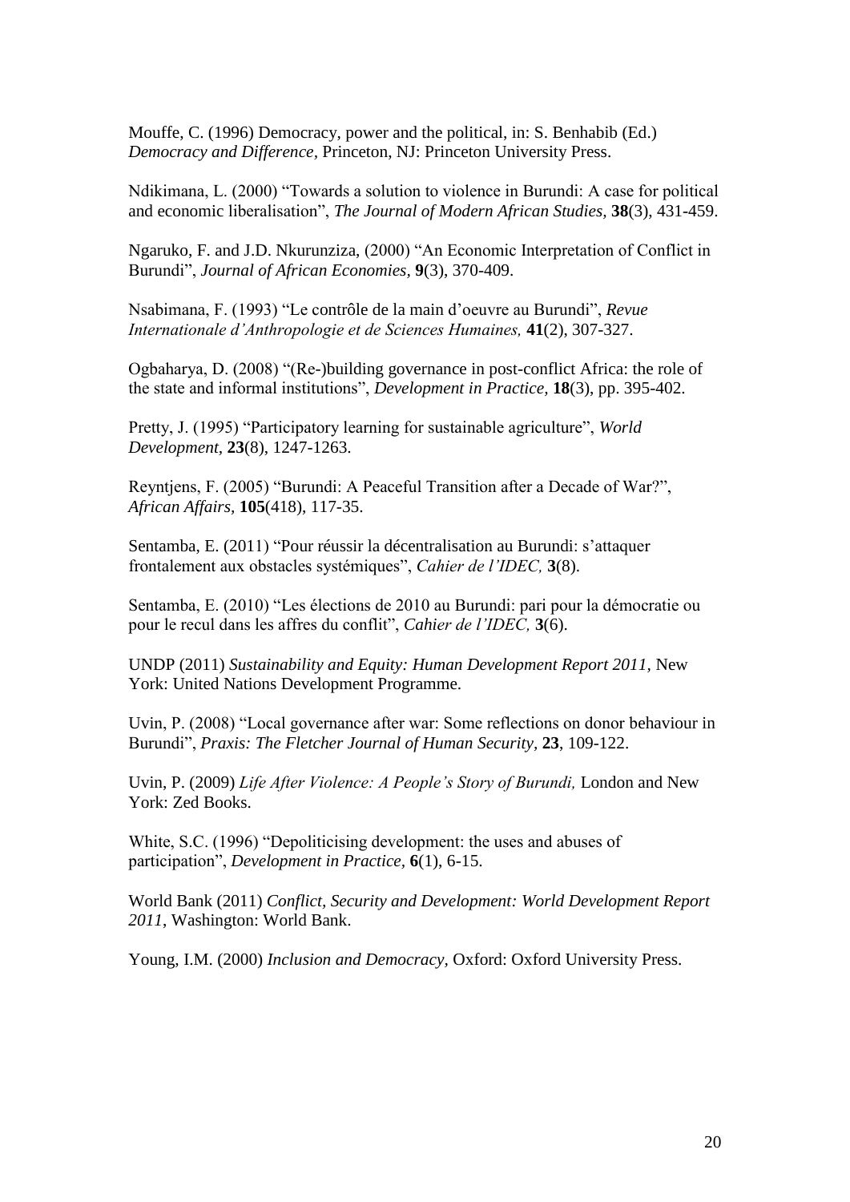Mouffe, C. (1996) Democracy, power and the political, in: S. Benhabib (Ed.) *Democracy and Difference*, Princeton, NJ: Princeton University Press.

Ndikimana, L. (2000) "Towards a solution to violence in Burundi: A case for political and economic liberalisation", *The Journal of Modern African Studies*, **38**(3), 431-459.

Ngaruko, F. and J.D. Nkurunziza, (2000) "An Economic Interpretation of Conflict in Burundi", *Journal of African Economies,* **9**(3), 370-409.

Nsabimana, F. (1993) "Le contrôle de la main d'oeuvre au Burundi", *Revue Internationale d'Anthropologie et de Sciences Humaines,* **41**(2), 307-327.

Ogbaharya, D. (2008) "(Re-)building governance in post-conflict Africa: the role of the state and informal institutions", *Development in Practice,* **18**(3), pp. 395-402.

Pretty, J. (1995) "Participatory learning for sustainable agriculture", *World Development,* **23**(8), 1247-1263.

Reyntjens, F. (2005) "Burundi: A Peaceful Transition after a Decade of War?", *African Affairs,* **105**(418), 117-35.

Sentamba, E. (2011) "Pour réussir la décentralisation au Burundi: s'attaquer frontalement aux obstacles systémiques", *Cahier de l'IDEC,* **3**(8).

Sentamba, E. (2010) "Les élections de 2010 au Burundi: pari pour la démocratie ou pour le recul dans les affres du conflit", *Cahier de l'IDEC,* **3**(6).

UNDP (2011) *Sustainability and Equity: Human Development Report 2011,* New York: United Nations Development Programme.

Uvin, P. (2008) "Local governance after war: Some reflections on donor behaviour in Burundi", *Praxis: The Fletcher Journal of Human Security,* **23**, 109-122.

Uvin, P. (2009) *Life After Violence: A People's Story of Burundi,* London and New York: Zed Books.

White, S.C. (1996) "Depoliticising development: the uses and abuses of participation", *Development in Practice,* **6**(1), 6-15.

World Bank (2011) *Conflict, Security and Development: World Development Report 2011*, Washington: World Bank.

Young, I.M. (2000) *Inclusion and Democracy*, Oxford: Oxford University Press.